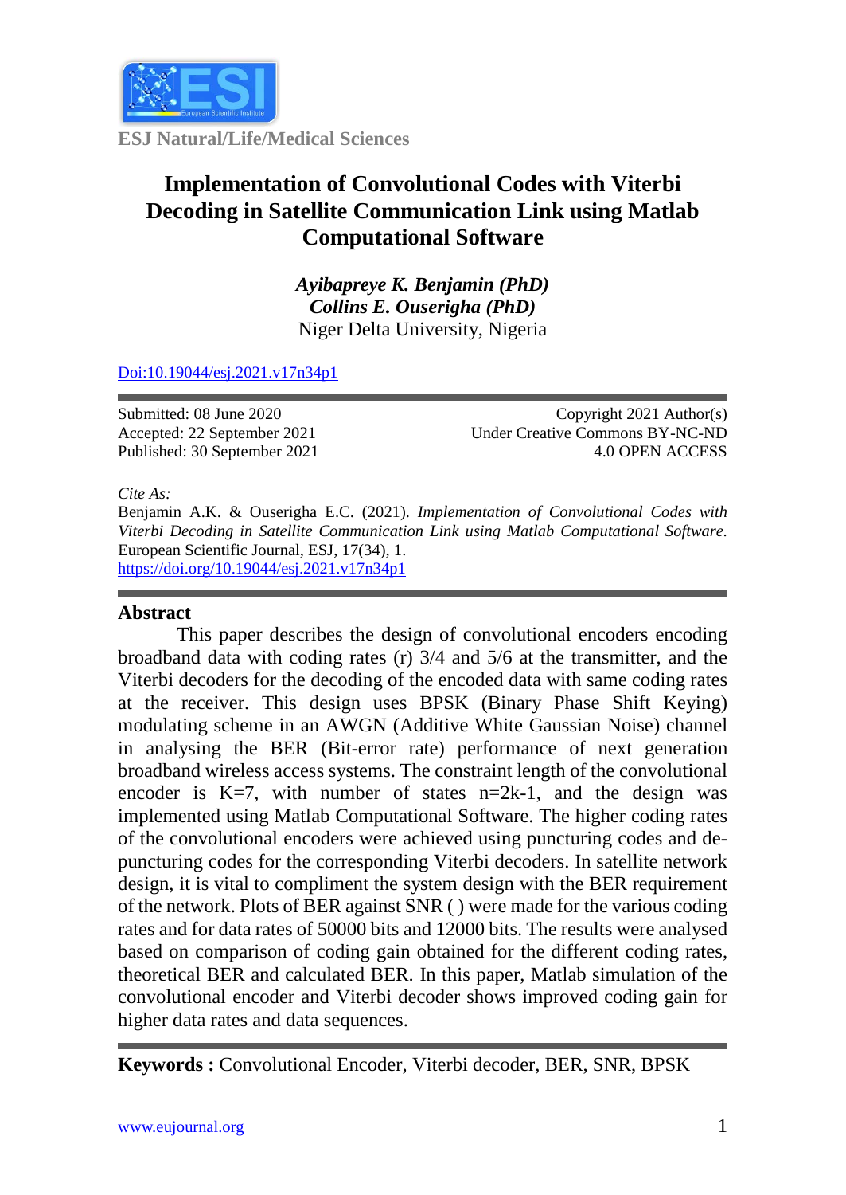ESJ Natural/Life/Medical Sciences

# Implementation of Convolutional Codes with Viterbi Decoding in Satellite Communication Link using Matlab Computational Software

***Ayibapreye K. Benjamin (PhD)***
***Collins E. Ouserigha (PhD)***
Niger Delta University, Nigeria

Doi:10.19044/esj.2021.v17n34p1

Submitted: 08 June 2020
Accepted: 22 September 2021
Published: 30 September 2021

Copyright 2021 Author(s)
Under Creative Commons BY-NC-ND
4.0 OPEN ACCESS

*Cite As:*
Benjamin A.K. & Ouserigha E.C. (2021). *Implementation of Convolutional Codes with Viterbi Decoding in Satellite Communication Link using Matlab Computational Software.* European Scientific Journal, ESJ, 17(34), 1.
https://doi.org/10.19044/esj.2021.v17n34p1

## Abstract

This paper describes the design of convolutional encoders encoding broadband data with coding rates (r) 3/4 and 5/6 at the transmitter, and the Viterbi decoders for the decoding of the encoded data with same coding rates at the receiver. This design uses BPSK (Binary Phase Shift Keying) modulating scheme in an AWGN (Additive White Gaussian Noise) channel in analysing the BER (Bit-error rate) performance of next generation broadband wireless access systems. The constraint length of the convolutional encoder is K=7, with number of states n=2k-1, and the design was implemented using Matlab Computational Software. The higher coding rates of the convolutional encoders were achieved using puncturing codes and de-puncturing codes for the corresponding Viterbi decoders. In satellite network design, it is vital to compliment the system design with the BER requirement of the network. Plots of BER against SNR ( ) were made for the various coding rates and for data rates of 50000 bits and 12000 bits. The results were analysed based on comparison of coding gain obtained for the different coding rates, theoretical BER and calculated BER. In this paper, Matlab simulation of the convolutional encoder and Viterbi decoder shows improved coding gain for higher data rates and data sequences.

**Keywords :** Convolutional Encoder, Viterbi decoder, BER, SNR, BPSK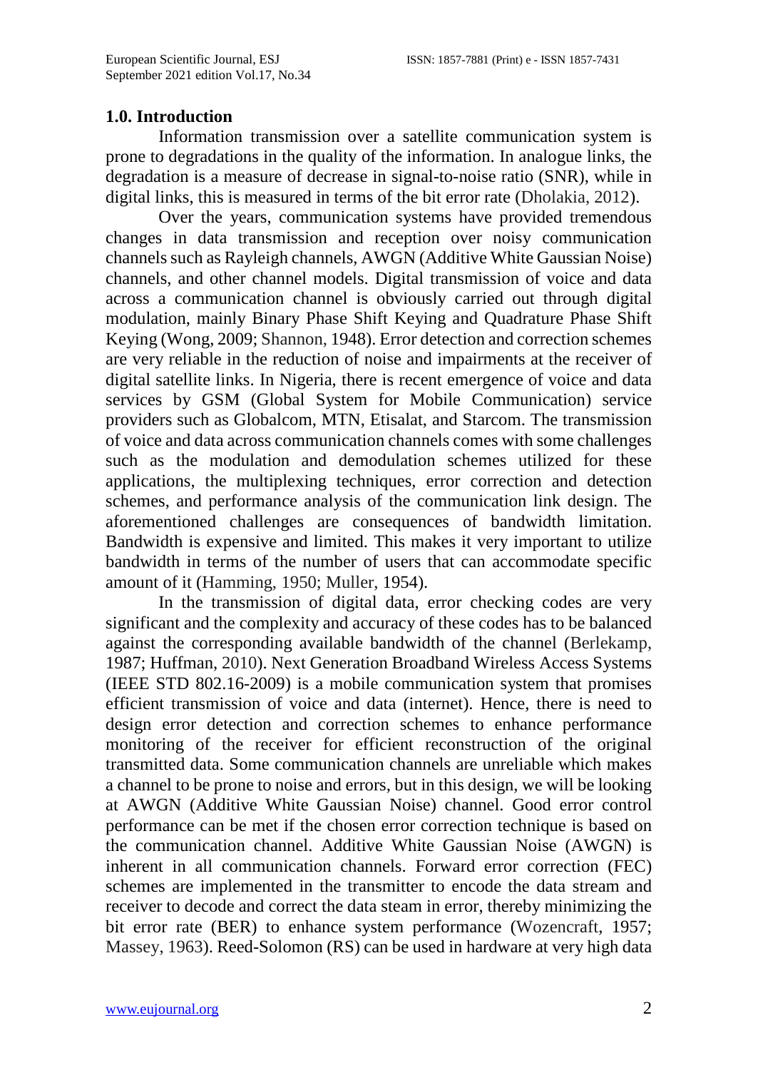## 1.0. Introduction

Information transmission over a satellite communication system is prone to degradations in the quality of the information. In analogue links, the degradation is a measure of decrease in signal-to-noise ratio (SNR), while in digital links, this is measured in terms of the bit error rate (Dholakia, 2012).

Over the years, communication systems have provided tremendous changes in data transmission and reception over noisy communication channels such as Rayleigh channels, AWGN (Additive White Gaussian Noise) channels, and other channel models. Digital transmission of voice and data across a communication channel is obviously carried out through digital modulation, mainly Binary Phase Shift Keying and Quadrature Phase Shift Keying (Wong, 2009; Shannon, 1948). Error detection and correction schemes are very reliable in the reduction of noise and impairments at the receiver of digital satellite links. In Nigeria, there is recent emergence of voice and data services by GSM (Global System for Mobile Communication) service providers such as Globalcom, MTN, Etisalat, and Starcom. The transmission of voice and data across communication channels comes with some challenges such as the modulation and demodulation schemes utilized for these applications, the multiplexing techniques, error correction and detection schemes, and performance analysis of the communication link design. The aforementioned challenges are consequences of bandwidth limitation. Bandwidth is expensive and limited. This makes it very important to utilize bandwidth in terms of the number of users that can accommodate specific amount of it (Hamming, 1950; Muller, 1954).

In the transmission of digital data, error checking codes are very significant and the complexity and accuracy of these codes has to be balanced against the corresponding available bandwidth of the channel (Berlekamp, 1987; Huffman, 2010). Next Generation Broadband Wireless Access Systems (IEEE STD 802.16-2009) is a mobile communication system that promises efficient transmission of voice and data (internet). Hence, there is need to design error detection and correction schemes to enhance performance monitoring of the receiver for efficient reconstruction of the original transmitted data. Some communication channels are unreliable which makes a channel to be prone to noise and errors, but in this design, we will be looking at AWGN (Additive White Gaussian Noise) channel. Good error control performance can be met if the chosen error correction technique is based on the communication channel. Additive White Gaussian Noise (AWGN) is inherent in all communication channels. Forward error correction (FEC) schemes are implemented in the transmitter to encode the data stream and receiver to decode and correct the data steam in error, thereby minimizing the bit error rate (BER) to enhance system performance (Wozencraft, 1957; Massey, 1963). Reed-Solomon (RS) can be used in hardware at very high data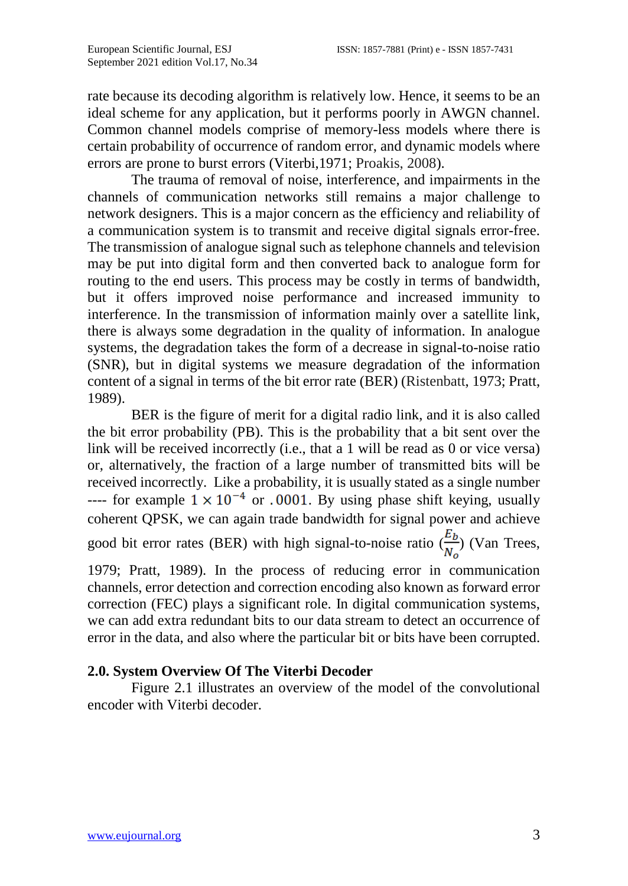rate because its decoding algorithm is relatively low. Hence, it seems to be an ideal scheme for any application, but it performs poorly in AWGN channel. Common channel models comprise of memory-less models where there is certain probability of occurrence of random error, and dynamic models where errors are prone to burst errors (Viterbi,1971; Proakis, 2008).

The trauma of removal of noise, interference, and impairments in the channels of communication networks still remains a major challenge to network designers. This is a major concern as the efficiency and reliability of a communication system is to transmit and receive digital signals error-free. The transmission of analogue signal such as telephone channels and television may be put into digital form and then converted back to analogue form for routing to the end users. This process may be costly in terms of bandwidth, but it offers improved noise performance and increased immunity to interference. In the transmission of information mainly over a satellite link, there is always some degradation in the quality of information. In analogue systems, the degradation takes the form of a decrease in signal-to-noise ratio (SNR), but in digital systems we measure degradation of the information content of a signal in terms of the bit error rate (BER) (Ristenbatt, 1973; Pratt, 1989).

BER is the figure of merit for a digital radio link, and it is also called the bit error probability (PB). This is the probability that a bit sent over the link will be received incorrectly (i.e., that a 1 will be read as 0 or vice versa) or, alternatively, the fraction of a large number of transmitted bits will be received incorrectly. Like a probability, it is usually stated as a single number ---- for example $1 \times 10^{-4}$ or $.0001$. By using phase shift keying, usually coherent QPSK, we can again trade bandwidth for signal power and achieve good bit error rates (BER) with high signal-to-noise ratio ($\frac{E_b}{N_o}$) (Van Trees, 1979; Pratt, 1989). In the process of reducing error in communication channels, error detection and correction encoding also known as forward error correction (FEC) plays a significant role. In digital communication systems, we can add extra redundant bits to our data stream to detect an occurrence of error in the data, and also where the particular bit or bits have been corrupted.

## 2.0. System Overview Of The Viterbi Decoder

Figure 2.1 illustrates an overview of the model of the convolutional encoder with Viterbi decoder.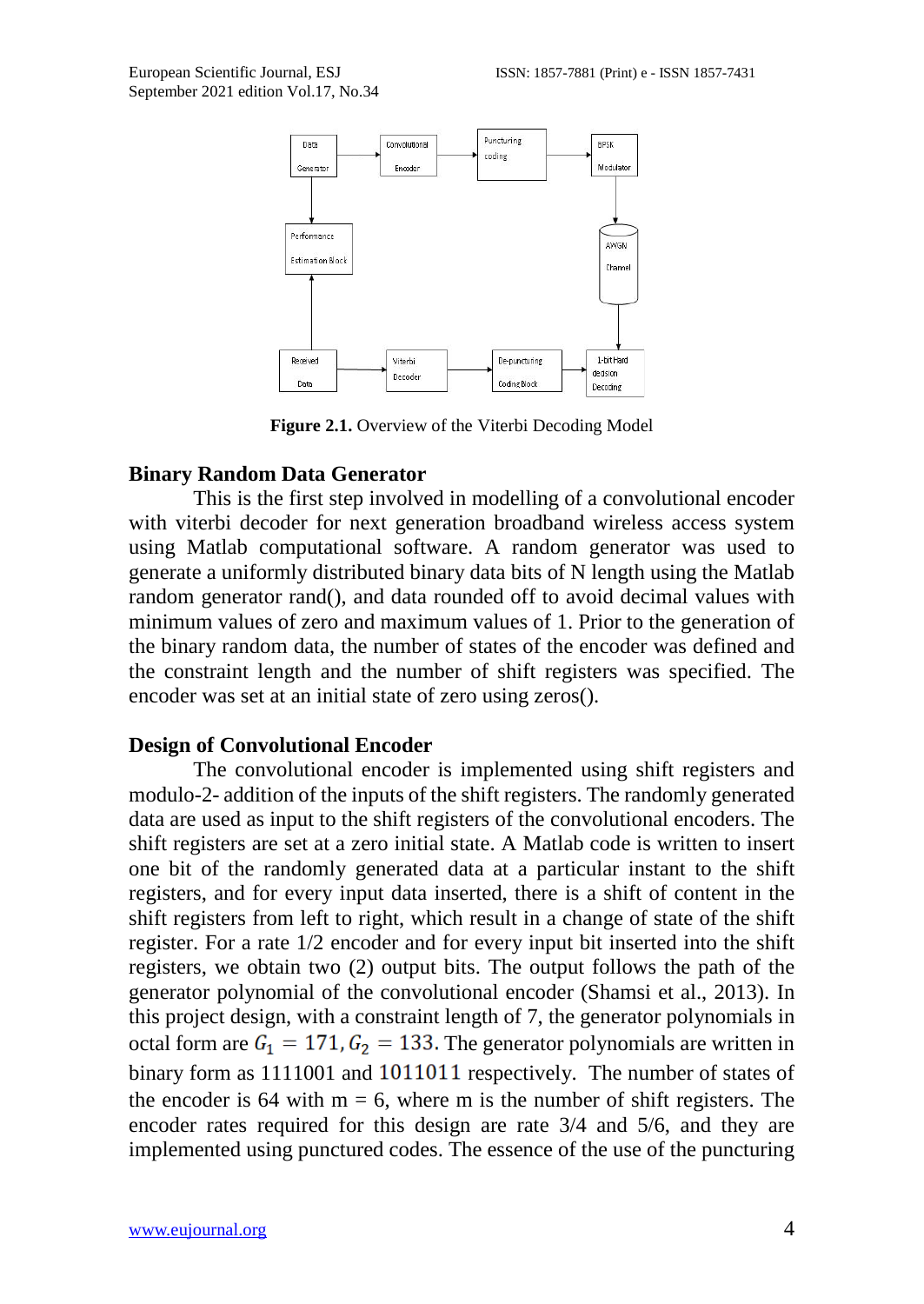Figure 2.1. Overview of the Viterbi Decoding Model

## Binary Random Data Generator

This is the first step involved in modelling of a convolutional encoder with viterbi decoder for next generation broadband wireless access system using Matlab computational software. A random generator was used to generate a uniformly distributed binary data bits of N length using the Matlab random generator rand(), and data rounded off to avoid decimal values with minimum values of zero and maximum values of 1. Prior to the generation of the binary random data, the number of states of the encoder was defined and the constraint length and the number of shift registers was specified. The encoder was set at an initial state of zero using zeros().

## Design of Convolutional Encoder

The convolutional encoder is implemented using shift registers and modulo-2- addition of the inputs of the shift registers. The randomly generated data are used as input to the shift registers of the convolutional encoders. The shift registers are set at a zero initial state. A Matlab code is written to insert one bit of the randomly generated data at a particular instant to the shift registers, and for every input data inserted, there is a shift of content in the shift registers from left to right, which result in a change of state of the shift register. For a rate 1/2 encoder and for every input bit inserted into the shift registers, we obtain two (2) output bits. The output follows the path of the generator polynomial of the convolutional encoder (Shamsi et al., 2013). In this project design, with a constraint length of 7, the generator polynomials in octal form are $G_1 = 171, G_2 = 133$. The generator polynomials are written in binary form as 1111001 and 1011011 respectively. The number of states of the encoder is 64 with m = 6, where m is the number of shift registers. The encoder rates required for this design are rate 3/4 and 5/6, and they are implemented using punctured codes. The essence of the use of the puncturing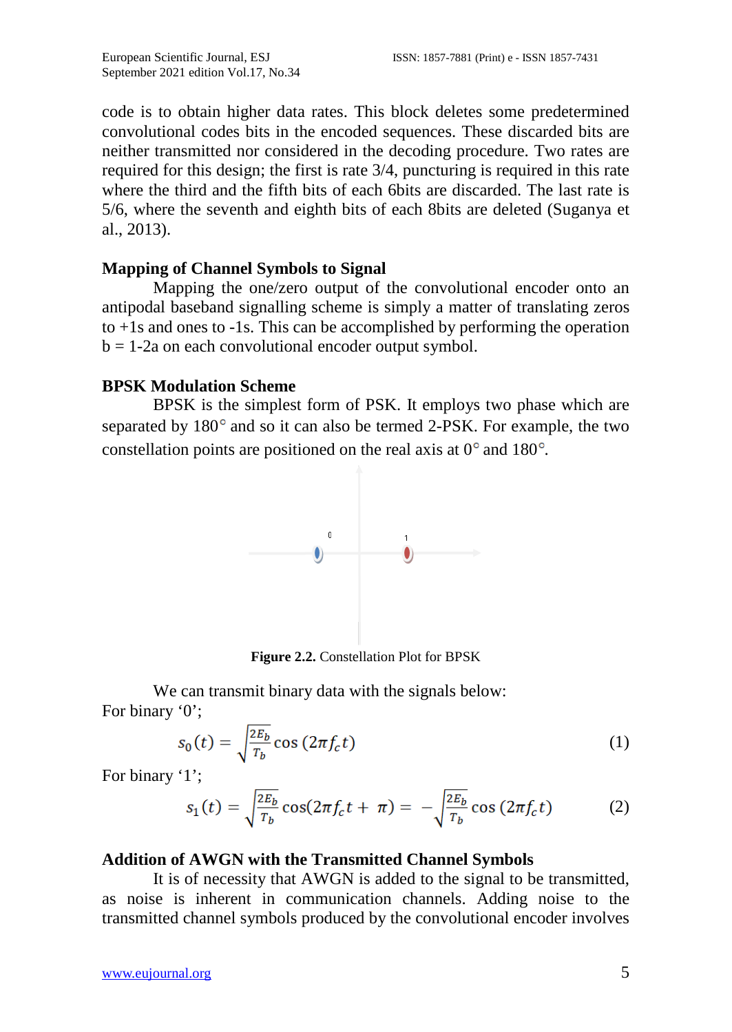code is to obtain higher data rates. This block deletes some predetermined convolutional codes bits in the encoded sequences. These discarded bits are neither transmitted nor considered in the decoding procedure. Two rates are required for this design; the first is rate 3/4, puncturing is required in this rate where the third and the fifth bits of each 6bits are discarded. The last rate is 5/6, where the seventh and eighth bits of each 8bits are deleted (Suganya et al., 2013).

### Mapping of Channel Symbols to Signal

Mapping the one/zero output of the convolutional encoder onto an antipodal baseband signalling scheme is simply a matter of translating zeros to +1s and ones to -1s. This can be accomplished by performing the operation b = 1-2a on each convolutional encoder output symbol.

### BPSK Modulation Scheme

BPSK is the simplest form of PSK. It employs two phase which are separated by 180° and so it can also be termed 2-PSK. For example, the two constellation points are positioned on the real axis at 0° and 180°.

**Figure 2.2.** Constellation Plot for BPSK

We can transmit binary data with the signals below:

For binary '0';

$$s_0(t) = \sqrt{\frac{2E_b}{T_b}} \cos(2\pi f_c t) \tag{1}$$

For binary '1';

$$s_1(t) = \sqrt{\frac{2E_b}{T_b}} \cos(2\pi f_c t + \pi) = -\sqrt{\frac{2E_b}{T_b}} \cos(2\pi f_c t) \tag{2}$$

### Addition of AWGN with the Transmitted Channel Symbols

It is of necessity that AWGN is added to the signal to be transmitted, as noise is inherent in communication channels. Adding noise to the transmitted channel symbols produced by the convolutional encoder involves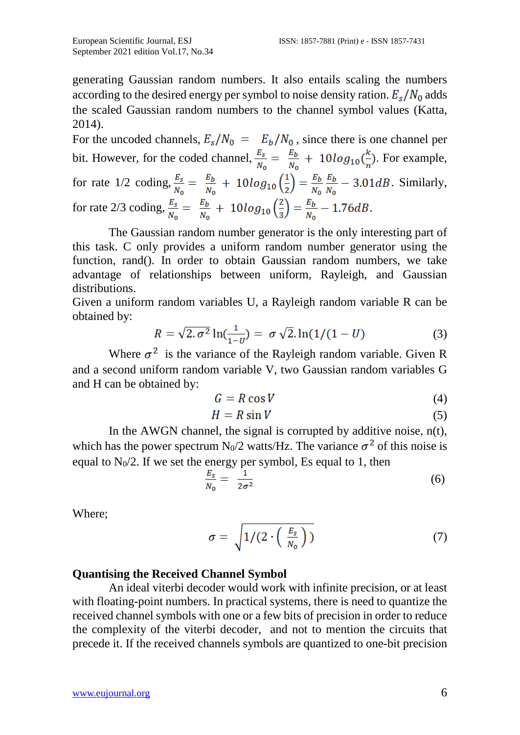generating Gaussian random numbers. It also entails scaling the numbers according to the desired energy per symbol to noise density ration. $E_s/N_0$ adds the scaled Gaussian random numbers to the channel symbol values (Katta, 2014).

For the uncoded channels, $E_s/N_0 = E_b/N_0$, since there is one channel per bit. However, for the coded channel, $\frac{E_s}{N_0} = \frac{E_b}{N_0} + 10log_{10}(\frac{k}{n})$. For example, for rate 1/2 coding, $\frac{E_s}{N_0} = \frac{E_b}{N_0} + 10log_{10}\left(\frac{1}{2}\right) = \frac{E_b}{N_0}\frac{E_b}{N_0} - 3.01dB$. Similarly, for rate 2/3 coding, $\frac{E_s}{N_0} = \frac{E_b}{N_0} + 10log_{10}\left(\frac{2}{3}\right) = \frac{E_b}{N_0} - 1.76dB$.

The Gaussian random number generator is the only interesting part of this task. C only provides a uniform random number generator using the function, rand(). In order to obtain Gaussian random numbers, we take advantage of relationships between uniform, Rayleigh, and Gaussian distributions.

Given a uniform random variables U, a Rayleigh random variable R can be obtained by:

$$R = \sqrt{2.\sigma^2}\ln(\tfrac{1}{1-U}) = \sigma\sqrt{2}.\ln(1/(1-U)) \tag{3}$$

Where $\sigma^2$ is the variance of the Rayleigh random variable. Given R and a second uniform random variable V, two Gaussian random variables G and H can be obtained by:

$$G = R\cos V \tag{4}$$

$$H = R\sin V \tag{5}$$

In the AWGN channel, the signal is corrupted by additive noise, n(t), which has the power spectrum $N_0/2$ watts/Hz. The variance $\sigma^2$ of this noise is equal to $N_0/2$. If we set the energy per symbol, Es equal to 1, then

$$\frac{E_s}{N_0} = \frac{1}{2\sigma^2} \tag{6}$$

Where;

$$\sigma = \sqrt{1/(2\cdot\left(\frac{E_s}{N_0}\right))} \tag{7}$$

### Quantising the Received Channel Symbol

An ideal viterbi decoder would work with infinite precision, or at least with floating-point numbers. In practical systems, there is need to quantize the received channel symbols with one or a few bits of precision in order to reduce the complexity of the viterbi decoder, and not to mention the circuits that precede it. If the received channels symbols are quantized to one-bit precision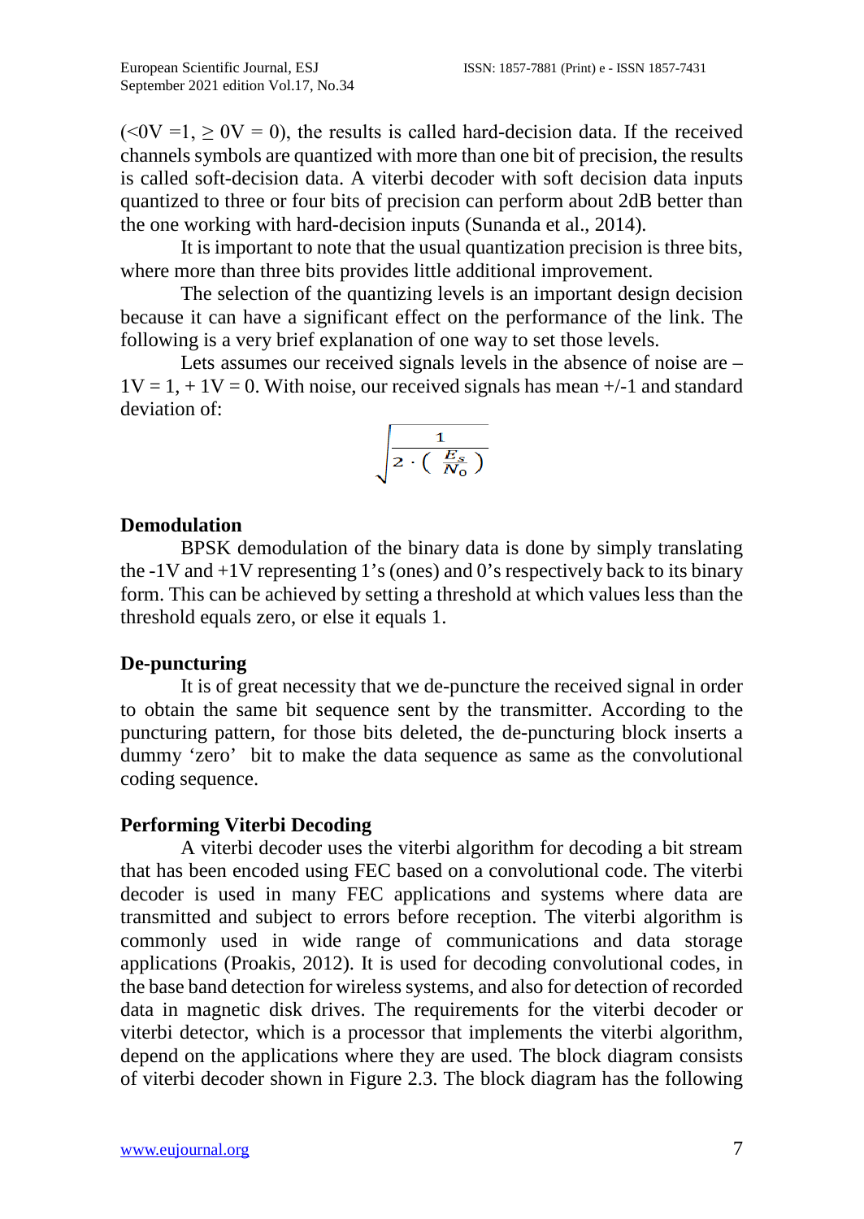(<0V =1, ≥ 0V = 0), the results is called hard-decision data. If the received channels symbols are quantized with more than one bit of precision, the results is called soft-decision data. A viterbi decoder with soft decision data inputs quantized to three or four bits of precision can perform about 2dB better than the one working with hard-decision inputs (Sunanda et al., 2014).

It is important to note that the usual quantization precision is three bits, where more than three bits provides little additional improvement.

The selection of the quantizing levels is an important design decision because it can have a significant effect on the performance of the link. The following is a very brief explanation of one way to set those levels.

Lets assumes our received signals levels in the absence of noise are –1V = 1, + 1V = 0. With noise, our received signals has mean +/-1 and standard deviation of:

$$\sqrt{\frac{1}{2 \cdot \left( \frac{E_s}{N_0} \right)}}$$

## Demodulation

BPSK demodulation of the binary data is done by simply translating the -1V and +1V representing 1's (ones) and 0's respectively back to its binary form. This can be achieved by setting a threshold at which values less than the threshold equals zero, or else it equals 1.

## De-puncturing

It is of great necessity that we de-puncture the received signal in order to obtain the same bit sequence sent by the transmitter. According to the puncturing pattern, for those bits deleted, the de-puncturing block inserts a dummy 'zero' bit to make the data sequence as same as the convolutional coding sequence.

## Performing Viterbi Decoding

A viterbi decoder uses the viterbi algorithm for decoding a bit stream that has been encoded using FEC based on a convolutional code. The viterbi decoder is used in many FEC applications and systems where data are transmitted and subject to errors before reception. The viterbi algorithm is commonly used in wide range of communications and data storage applications (Proakis, 2012). It is used for decoding convolutional codes, in the base band detection for wireless systems, and also for detection of recorded data in magnetic disk drives. The requirements for the viterbi decoder or viterbi detector, which is a processor that implements the viterbi algorithm, depend on the applications where they are used. The block diagram consists of viterbi decoder shown in Figure 2.3. The block diagram has the following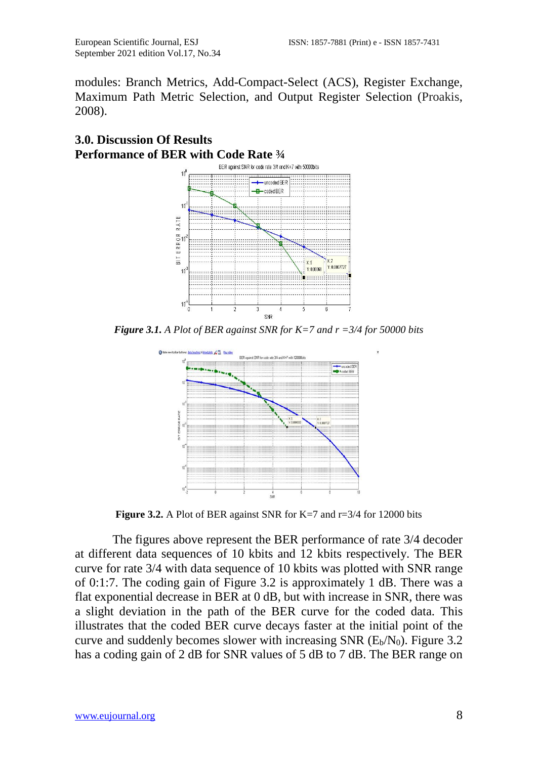modules: Branch Metrics, Add-Compact-Select (ACS), Register Exchange, Maximum Path Metric Selection, and Output Register Selection (Proakis, 2008).

## 3.0. Discussion Of Results

### Performance of BER with Code Rate ¾

***Figure 3.1.*** *A Plot of BER against SNR for K=7 and r =3/4 for 50000 bits*

**Figure 3.2.** A Plot of BER against SNR for K=7 and r=3/4 for 12000 bits

The figures above represent the BER performance of rate 3/4 decoder at different data sequences of 10 kbits and 12 kbits respectively. The BER curve for rate 3/4 with data sequence of 10 kbits was plotted with SNR range of 0:1:7. The coding gain of Figure 3.2 is approximately 1 dB. There was a flat exponential decrease in BER at 0 dB, but with increase in SNR, there was a slight deviation in the path of the BER curve for the coded data. This illustrates that the coded BER curve decays faster at the initial point of the curve and suddenly becomes slower with increasing SNR ($E_b/N_0$). Figure 3.2 has a coding gain of 2 dB for SNR values of 5 dB to 7 dB. The BER range on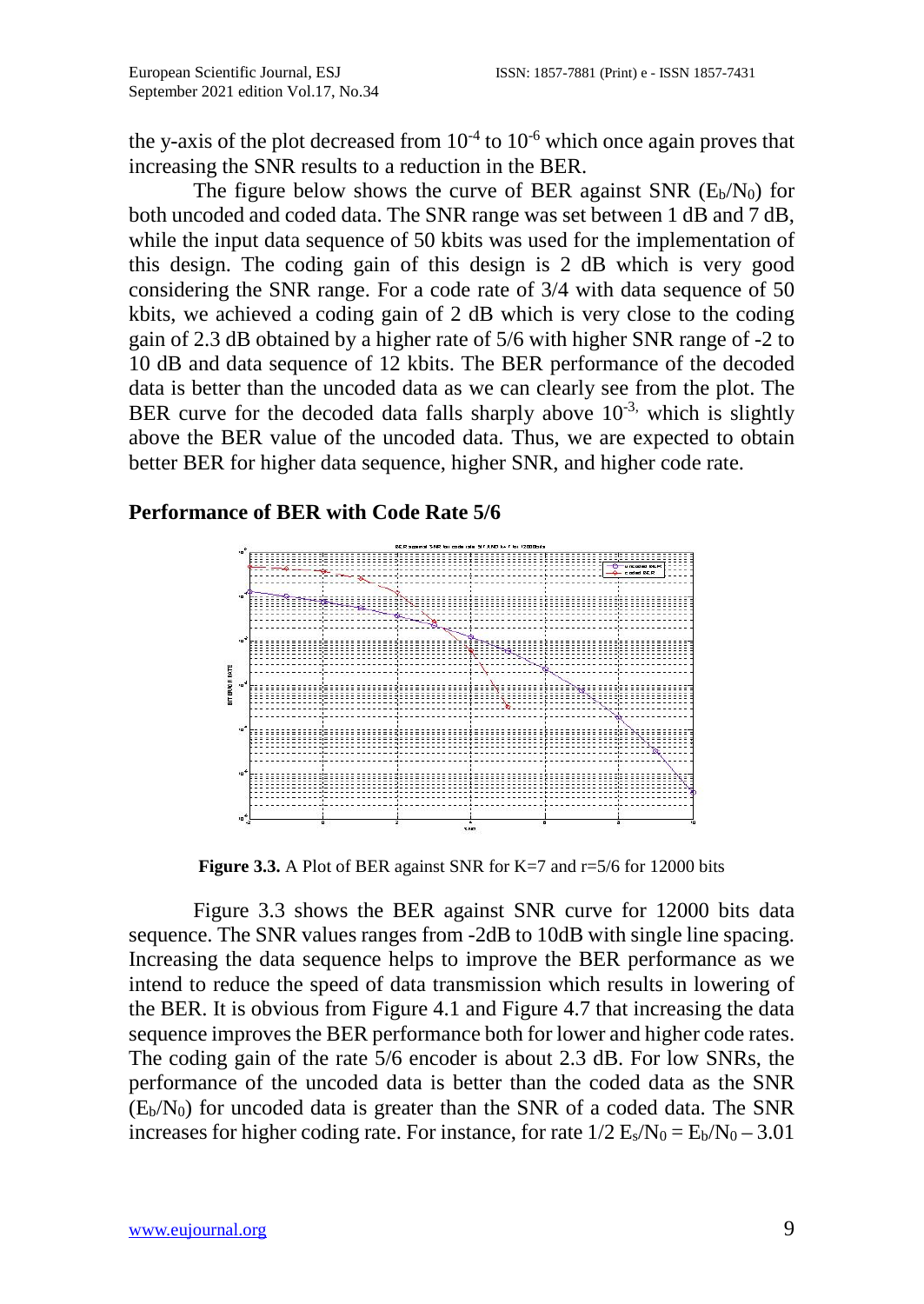the y-axis of the plot decreased from $10^{-4}$ to $10^{-6}$ which once again proves that increasing the SNR results to a reduction in the BER.

The figure below shows the curve of BER against SNR ($E_b/N_0$) for both uncoded and coded data. The SNR range was set between 1 dB and 7 dB, while the input data sequence of 50 kbits was used for the implementation of this design. The coding gain of this design is 2 dB which is very good considering the SNR range. For a code rate of 3/4 with data sequence of 50 kbits, we achieved a coding gain of 2 dB which is very close to the coding gain of 2.3 dB obtained by a higher rate of 5/6 with higher SNR range of -2 to 10 dB and data sequence of 12 kbits. The BER performance of the decoded data is better than the uncoded data as we can clearly see from the plot. The BER curve for the decoded data falls sharply above $10^{-3,}$ which is slightly above the BER value of the uncoded data. Thus, we are expected to obtain better BER for higher data sequence, higher SNR, and higher code rate.

### Performance of BER with Code Rate 5/6

**Figure 3.3.** A Plot of BER against SNR for K=7 and r=5/6 for 12000 bits

Figure 3.3 shows the BER against SNR curve for 12000 bits data sequence. The SNR values ranges from -2dB to 10dB with single line spacing. Increasing the data sequence helps to improve the BER performance as we intend to reduce the speed of data transmission which results in lowering of the BER. It is obvious from Figure 4.1 and Figure 4.7 that increasing the data sequence improves the BER performance both for lower and higher code rates. The coding gain of the rate 5/6 encoder is about 2.3 dB. For low SNRs, the performance of the uncoded data is better than the coded data as the SNR ($E_b/N_0$) for uncoded data is greater than the SNR of a coded data. The SNR increases for higher coding rate. For instance, for rate 1/2 $E_s/N_0 = E_b/N_0 – 3.01$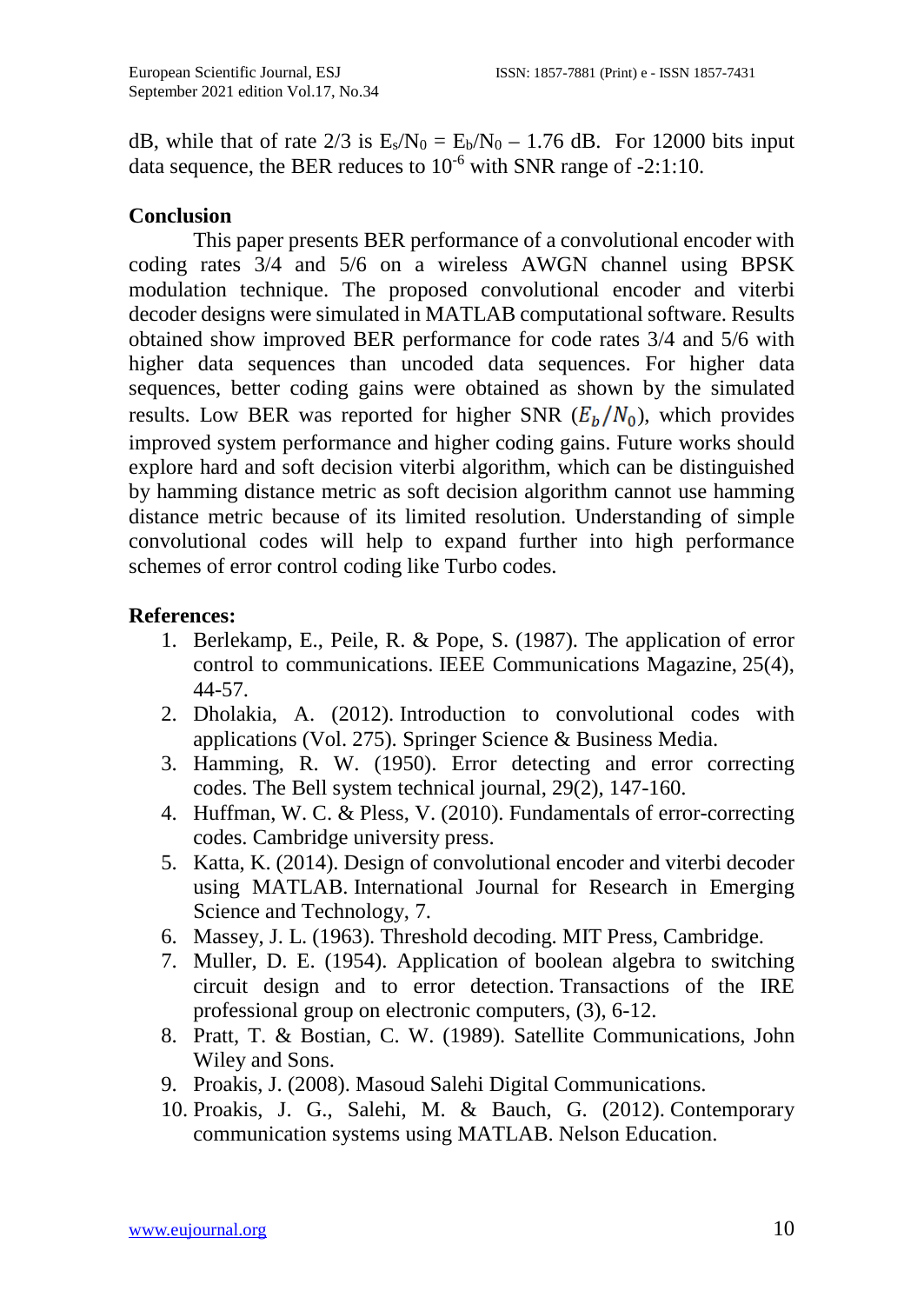dB, while that of rate 2/3 is $E_s/N_0 = E_b/N_0 - 1.76$ dB. For 12000 bits input data sequence, the BER reduces to $10^{-6}$ with SNR range of -2:1:10.

## Conclusion

This paper presents BER performance of a convolutional encoder with coding rates 3/4 and 5/6 on a wireless AWGN channel using BPSK modulation technique. The proposed convolutional encoder and viterbi decoder designs were simulated in MATLAB computational software. Results obtained show improved BER performance for code rates 3/4 and 5/6 with higher data sequences than uncoded data sequences. For higher data sequences, better coding gains were obtained as shown by the simulated results. Low BER was reported for higher SNR ($E_b/N_0$), which provides improved system performance and higher coding gains. Future works should explore hard and soft decision viterbi algorithm, which can be distinguished by hamming distance metric as soft decision algorithm cannot use hamming distance metric because of its limited resolution. Understanding of simple convolutional codes will help to expand further into high performance schemes of error control coding like Turbo codes.

## References:

1. Berlekamp, E., Peile, R. & Pope, S. (1987). The application of error control to communications. IEEE Communications Magazine, 25(4), 44-57.
2. Dholakia, A. (2012). Introduction to convolutional codes with applications (Vol. 275). Springer Science & Business Media.
3. Hamming, R. W. (1950). Error detecting and error correcting codes. The Bell system technical journal, 29(2), 147-160.
4. Huffman, W. C. & Pless, V. (2010). Fundamentals of error-correcting codes. Cambridge university press.
5. Katta, K. (2014). Design of convolutional encoder and viterbi decoder using MATLAB. International Journal for Research in Emerging Science and Technology, 7.
6. Massey, J. L. (1963). Threshold decoding. MIT Press, Cambridge.
7. Muller, D. E. (1954). Application of boolean algebra to switching circuit design and to error detection. Transactions of the IRE professional group on electronic computers, (3), 6-12.
8. Pratt, T. & Bostian, C. W. (1989). Satellite Communications, John Wiley and Sons.
9. Proakis, J. (2008). Masoud Salehi Digital Communications.
10. Proakis, J. G., Salehi, M. & Bauch, G. (2012). Contemporary communication systems using MATLAB. Nelson Education.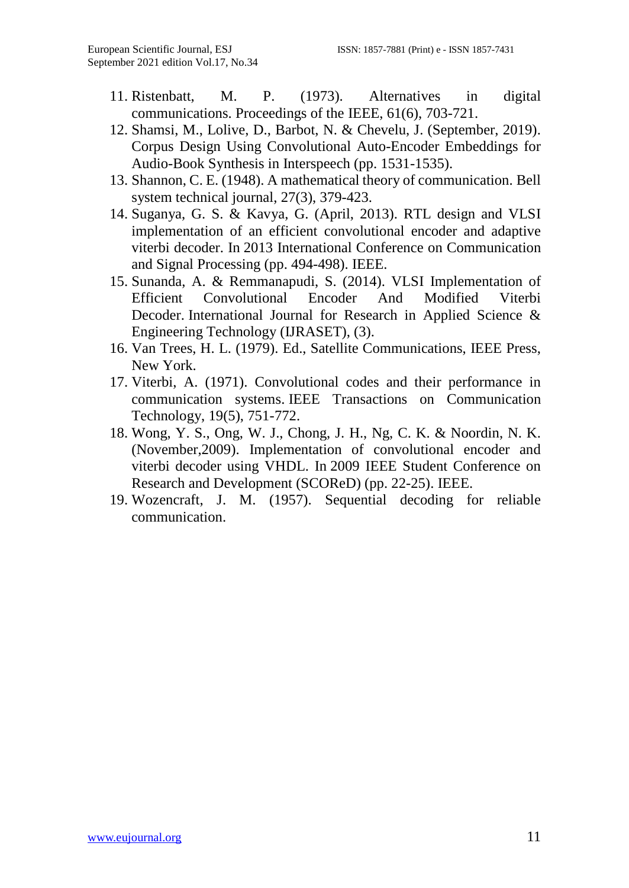11. Ristenbatt, M. P. (1973). Alternatives in digital communications. Proceedings of the IEEE, 61(6), 703-721.
12. Shamsi, M., Lolive, D., Barbot, N. & Chevelu, J. (September, 2019). Corpus Design Using Convolutional Auto-Encoder Embeddings for Audio-Book Synthesis in Interspeech (pp. 1531-1535).
13. Shannon, C. E. (1948). A mathematical theory of communication. Bell system technical journal, 27(3), 379-423.
14. Suganya, G. S. & Kavya, G. (April, 2013). RTL design and VLSI implementation of an efficient convolutional encoder and adaptive viterbi decoder. In 2013 International Conference on Communication and Signal Processing (pp. 494-498). IEEE.
15. Sunanda, A. & Remmanapudi, S. (2014). VLSI Implementation of Efficient Convolutional Encoder And Modified Viterbi Decoder. International Journal for Research in Applied Science & Engineering Technology (IJRASET), (3).
16. Van Trees, H. L. (1979). Ed., Satellite Communications, IEEE Press, New York.
17. Viterbi, A. (1971). Convolutional codes and their performance in communication systems. IEEE Transactions on Communication Technology, 19(5), 751-772.
18. Wong, Y. S., Ong, W. J., Chong, J. H., Ng, C. K. & Noordin, N. K. (November,2009). Implementation of convolutional encoder and viterbi decoder using VHDL. In 2009 IEEE Student Conference on Research and Development (SCOReD) (pp. 22-25). IEEE.
19. Wozencraft, J. M. (1957). Sequential decoding for reliable communication.